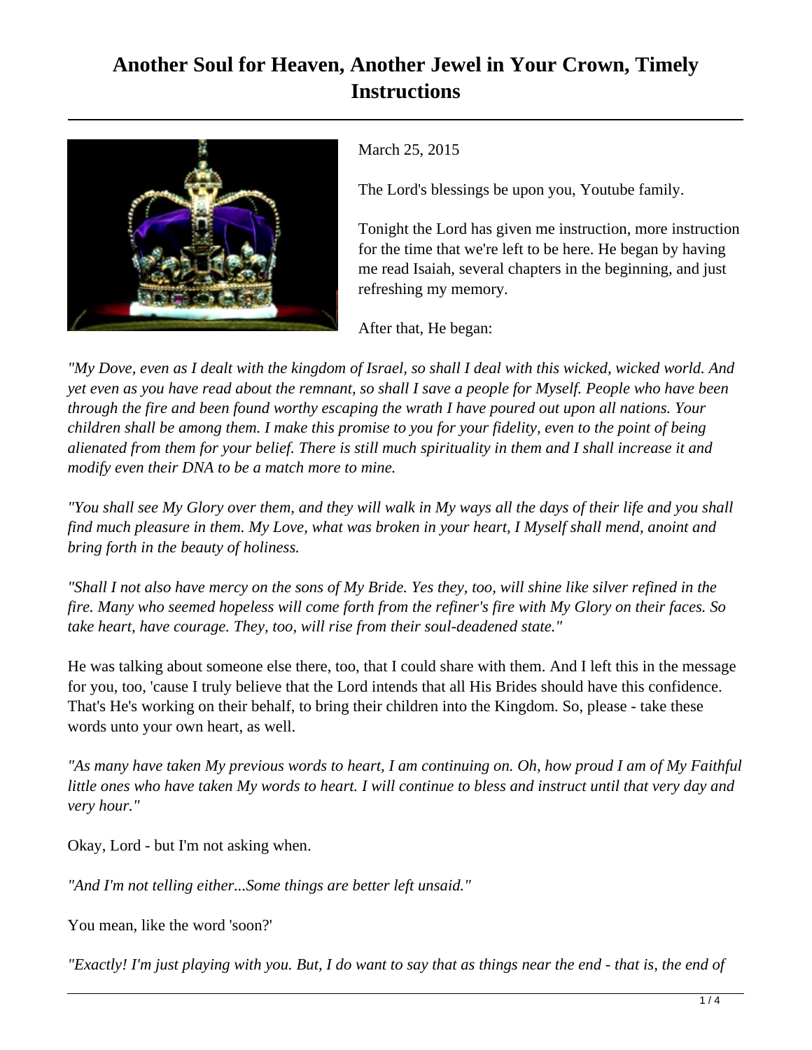# Another Soul for Heaven, Another Jewel in Your Crown, Timely Instructions

March 25, 2015

The Lord's blessings be upon you, Youtube family.

Tonight the Lord has given me instruction, more instruction for the time that we're left to be here. He began by having me read Isaiah, several chapters in the beginning, and just refreshing my memory.

After that, He began:

*"My Dove, even as I dealt with the kingdom of Israel, so shall I deal with this wicked, wicked world. And yet even as you have read about the remnant, so shall I save a people for Myself. People who have been through the fire and been found worthy escaping the wrath I have poured out upon all nations. Your children shall be among them. I make this promise to you for your fidelity, even to the point of being alienated from them for your belief. There is still much spirituality in them and I shall increase it and modify even their DNA to be a match more to mine.*

*"You shall see My Glory over them, and they will walk in My ways all the days of their life and you shall find much pleasure in them. My Love, what was broken in your heart, I Myself shall mend, anoint and bring forth in the beauty of holiness.*

*"Shall I not also have mercy on the sons of My Bride. Yes they, too, will shine like silver refined in the fire. Many who seemed hopeless will come forth from the refiner's fire with My Glory on their faces. So take heart, have courage. They, too, will rise from their soul-deadened state."*

He was talking about someone else there, too, that I could share with them. And I left this in the message for you, too, 'cause I truly believe that the Lord intends that all His Brides should have this confidence. That's He's working on their behalf, to bring their children into the Kingdom. So, please - take these words unto your own heart, as well.

*"As many have taken My previous words to heart, I am continuing on. Oh, how proud I am of My Faithful little ones who have taken My words to heart. I will continue to bless and instruct until that very day and very hour."*

Okay, Lord - but I'm not asking when.

*"And I'm not telling either...Some things are better left unsaid."*

You mean, like the word 'soon?'

*"Exactly! I'm just playing with you. But, I do want to say that as things near the end - that is, the end of*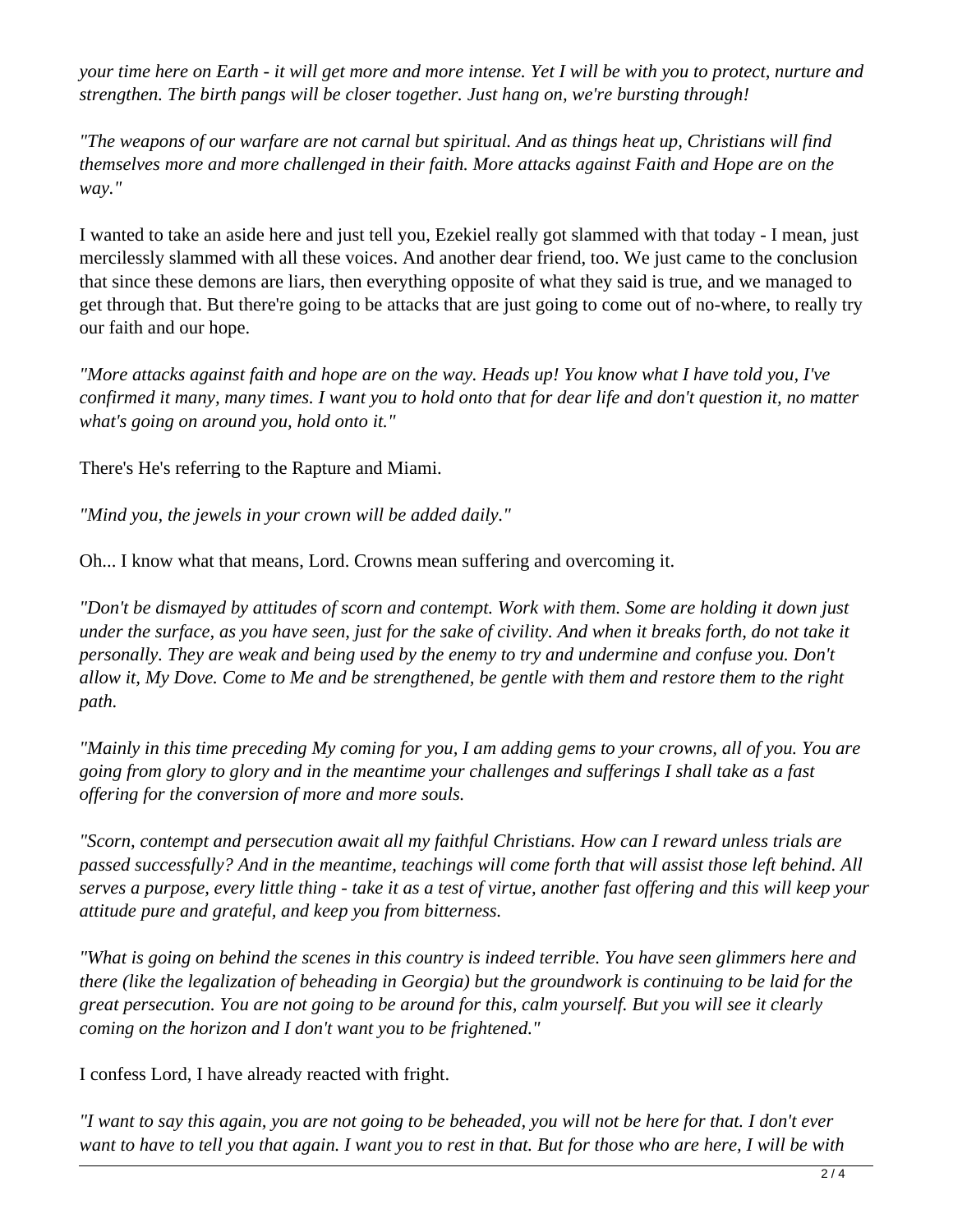*your time here on Earth - it will get more and more intense. Yet I will be with you to protect, nurture and strengthen. The birth pangs will be closer together. Just hang on, we're bursting through!*

*"The weapons of our warfare are not carnal but spiritual. And as things heat up, Christians will find themselves more and more challenged in their faith. More attacks against Faith and Hope are on the way."*

I wanted to take an aside here and just tell you, Ezekiel really got slammed with that today - I mean, just mercilessly slammed with all these voices. And another dear friend, too. We just came to the conclusion that since these demons are liars, then everything opposite of what they said is true, and we managed to get through that. But there're going to be attacks that are just going to come out of no-where, to really try our faith and our hope.

*"More attacks against faith and hope are on the way. Heads up! You know what I have told you, I've confirmed it many, many times. I want you to hold onto that for dear life and don't question it, no matter what's going on around you, hold onto it."*

There's He's referring to the Rapture and Miami.

*"Mind you, the jewels in your crown will be added daily."*

Oh... I know what that means, Lord. Crowns mean suffering and overcoming it.

*"Don't be dismayed by attitudes of scorn and contempt. Work with them. Some are holding it down just under the surface, as you have seen, just for the sake of civility. And when it breaks forth, do not take it personally. They are weak and being used by the enemy to try and undermine and confuse you. Don't allow it, My Dove. Come to Me and be strengthened, be gentle with them and restore them to the right path.*

*"Mainly in this time preceding My coming for you, I am adding gems to your crowns, all of you. You are going from glory to glory and in the meantime your challenges and sufferings I shall take as a fast offering for the conversion of more and more souls.*

*"Scorn, contempt and persecution await all my faithful Christians. How can I reward unless trials are passed successfully? And in the meantime, teachings will come forth that will assist those left behind. All serves a purpose, every little thing - take it as a test of virtue, another fast offering and this will keep your attitude pure and grateful, and keep you from bitterness.*

*"What is going on behind the scenes in this country is indeed terrible. You have seen glimmers here and there (like the legalization of beheading in Georgia) but the groundwork is continuing to be laid for the great persecution. You are not going to be around for this, calm yourself. But you will see it clearly coming on the horizon and I don't want you to be frightened."*

I confess Lord, I have already reacted with fright.

*"I want to say this again, you are not going to be beheaded, you will not be here for that. I don't ever want to have to tell you that again. I want you to rest in that. But for those who are here, I will be with*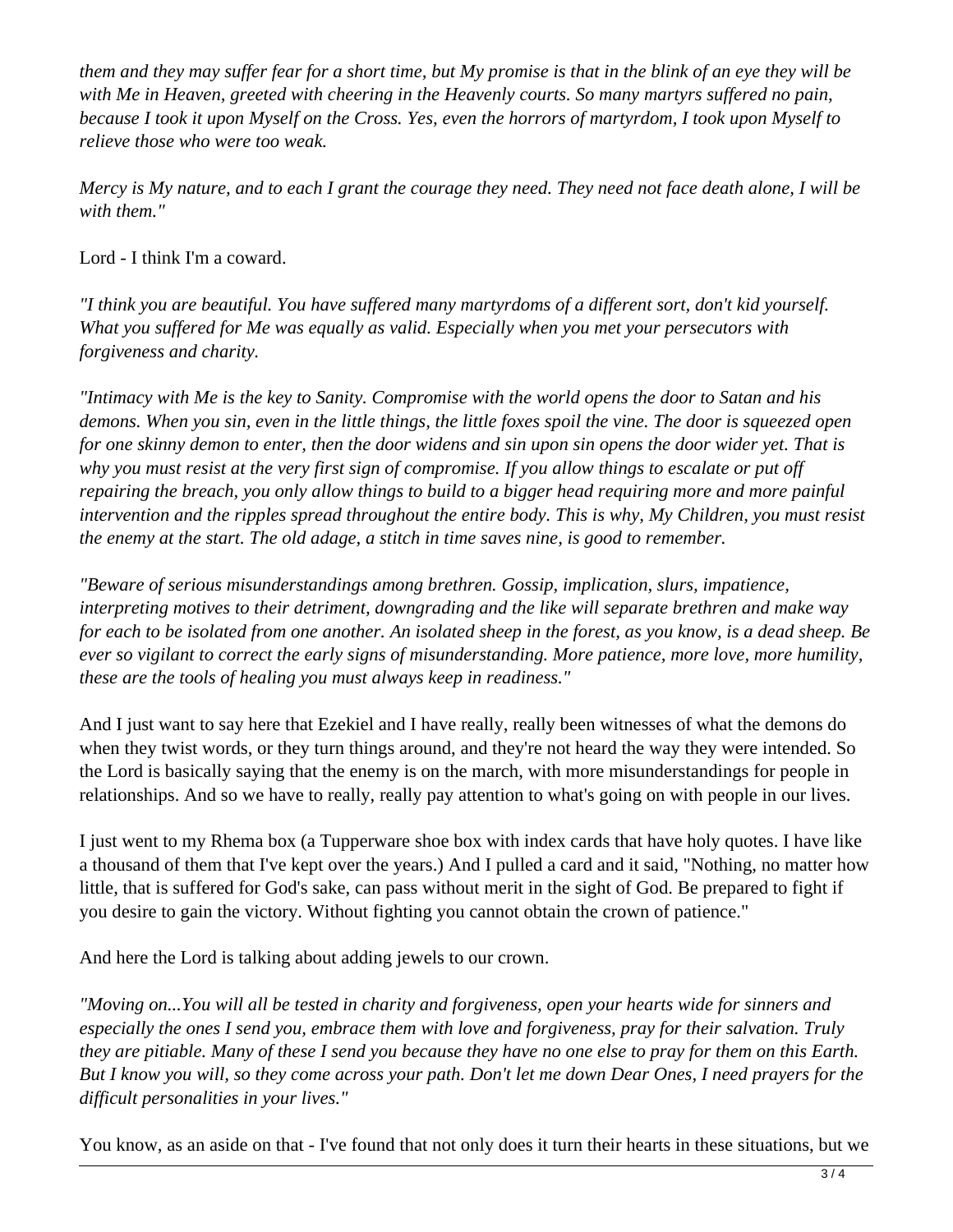*them and they may suffer fear for a short time, but My promise is that in the blink of an eye they will be with Me in Heaven, greeted with cheering in the Heavenly courts. So many martyrs suffered no pain, because I took it upon Myself on the Cross. Yes, even the horrors of martyrdom, I took upon Myself to relieve those who were too weak.*

*Mercy is My nature, and to each I grant the courage they need. They need not face death alone, I will be with them."*

Lord - I think I'm a coward.

*"I think you are beautiful. You have suffered many martyrdoms of a different sort, don't kid yourself. What you suffered for Me was equally as valid. Especially when you met your persecutors with forgiveness and charity.*

*"Intimacy with Me is the key to Sanity. Compromise with the world opens the door to Satan and his demons. When you sin, even in the little things, the little foxes spoil the vine. The door is squeezed open for one skinny demon to enter, then the door widens and sin upon sin opens the door wider yet. That is why you must resist at the very first sign of compromise. If you allow things to escalate or put off repairing the breach, you only allow things to build to a bigger head requiring more and more painful intervention and the ripples spread throughout the entire body. This is why, My Children, you must resist the enemy at the start. The old adage, a stitch in time saves nine, is good to remember.*

*"Beware of serious misunderstandings among brethren. Gossip, implication, slurs, impatience, interpreting motives to their detriment, downgrading and the like will separate brethren and make way for each to be isolated from one another. An isolated sheep in the forest, as you know, is a dead sheep. Be ever so vigilant to correct the early signs of misunderstanding. More patience, more love, more humility, these are the tools of healing you must always keep in readiness."*

And I just want to say here that Ezekiel and I have really, really been witnesses of what the demons do when they twist words, or they turn things around, and they're not heard the way they were intended. So the Lord is basically saying that the enemy is on the march, with more misunderstandings for people in relationships. And so we have to really, really pay attention to what's going on with people in our lives.

I just went to my Rhema box (a Tupperware shoe box with index cards that have holy quotes. I have like a thousand of them that I've kept over the years.) And I pulled a card and it said, "Nothing, no matter how little, that is suffered for God's sake, can pass without merit in the sight of God. Be prepared to fight if you desire to gain the victory. Without fighting you cannot obtain the crown of patience."

And here the Lord is talking about adding jewels to our crown.

*"Moving on...You will all be tested in charity and forgiveness, open your hearts wide for sinners and especially the ones I send you, embrace them with love and forgiveness, pray for their salvation. Truly they are pitiable. Many of these I send you because they have no one else to pray for them on this Earth. But I know you will, so they come across your path. Don't let me down Dear Ones, I need prayers for the difficult personalities in your lives."*

You know, as an aside on that - I've found that not only does it turn their hearts in these situations, but we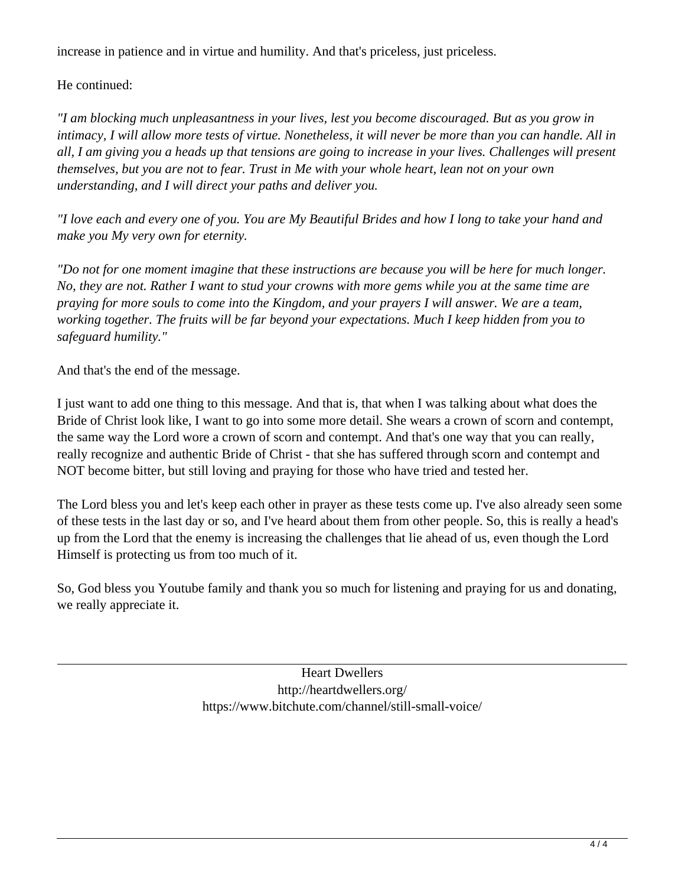increase in patience and in virtue and humility. And that's priceless, just priceless.

He continued:

*"I am blocking much unpleasantness in your lives, lest you become discouraged. But as you grow in intimacy, I will allow more tests of virtue. Nonetheless, it will never be more than you can handle. All in all, I am giving you a heads up that tensions are going to increase in your lives. Challenges will present themselves, but you are not to fear. Trust in Me with your whole heart, lean not on your own understanding, and I will direct your paths and deliver you.*

*"I love each and every one of you. You are My Beautiful Brides and how I long to take your hand and make you My very own for eternity.*

*"Do not for one moment imagine that these instructions are because you will be here for much longer. No, they are not. Rather I want to stud your crowns with more gems while you at the same time are praying for more souls to come into the Kingdom, and your prayers I will answer. We are a team, working together. The fruits will be far beyond your expectations. Much I keep hidden from you to safeguard humility."*

And that's the end of the message.

I just want to add one thing to this message. And that is, that when I was talking about what does the Bride of Christ look like, I want to go into some more detail. She wears a crown of scorn and contempt, the same way the Lord wore a crown of scorn and contempt. And that's one way that you can really, really recognize and authentic Bride of Christ - that she has suffered through scorn and contempt and NOT become bitter, but still loving and praying for those who have tried and tested her.

The Lord bless you and let's keep each other in prayer as these tests come up. I've also already seen some of these tests in the last day or so, and I've heard about them from other people. So, this is really a head's up from the Lord that the enemy is increasing the challenges that lie ahead of us, even though the Lord Himself is protecting us from too much of it.

So, God bless you Youtube family and thank you so much for listening and praying for us and donating, we really appreciate it.

---

Heart Dwellers
http://heartdwellers.org/
https://www.bitchute.com/channel/still-small-voice/